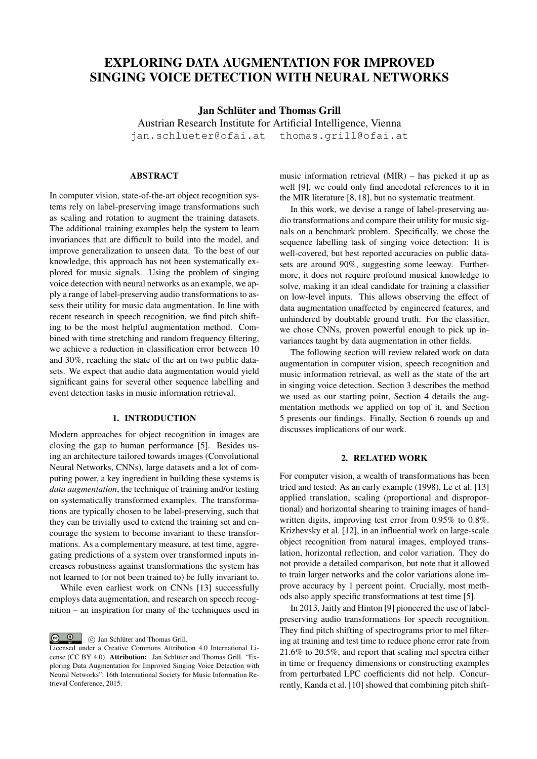# EXPLORING DATA AUGMENTATION FOR IMPROVED SINGING VOICE DETECTION WITH NEURAL NETWORKS

**Jan Schlüter and Thomas Grill**

Austrian Research Institute for Artificial Intelligence, Vienna

jan.schlueter@ofai.at thomas.grill@ofai.at

## ABSTRACT

In computer vision, state-of-the-art object recognition systems rely on label-preserving image transformations such as scaling and rotation to augment the training datasets. The additional training examples help the system to learn invariances that are difficult to build into the model, and improve generalization to unseen data. To the best of our knowledge, this approach has not been systematically explored for music signals. Using the problem of singing voice detection with neural networks as an example, we apply a range of label-preserving audio transformations to assess their utility for music data augmentation. In line with recent research in speech recognition, we find pitch shifting to be the most helpful augmentation method. Combined with time stretching and random frequency filtering, we achieve a reduction in classification error between 10 and 30%, reaching the state of the art on two public datasets. We expect that audio data augmentation would yield significant gains for several other sequence labelling and event detection tasks in music information retrieval.

## 1. INTRODUCTION

Modern approaches for object recognition in images are closing the gap to human performance [5]. Besides using an architecture tailored towards images (Convolutional Neural Networks, CNNs), large datasets and a lot of computing power, a key ingredient in building these systems is *data augmentation*, the technique of training and/or testing on systematically transformed examples. The transformations are typically chosen to be label-preserving, such that they can be trivially used to extend the training set and encourage the system to become invariant to these transformations. As a complementary measure, at test time, aggregating predictions of a system over transformed inputs increases robustness against transformations the system has not learned to (or not been trained to) be fully invariant to.

While even earliest work on CNNs [13] successfully employs data augmentation, and research on speech recognition – an inspiration for many of the techniques used in music information retrieval (MIR) – has picked it up as well [9], we could only find anecdotal references to it in the MIR literature [8, 18], but no systematic treatment.

In this work, we devise a range of label-preserving audio transformations and compare their utility for music signals on a benchmark problem. Specifically, we chose the sequence labelling task of singing voice detection: It is well-covered, but best reported accuracies on public datasets are around 90%, suggesting some leeway. Furthermore, it does not require profound musical knowledge to solve, making it an ideal candidate for training a classifier on low-level inputs. This allows observing the effect of data augmentation unaffected by engineered features, and unhindered by doubtable ground truth. For the classifier, we chose CNNs, proven powerful enough to pick up invariances taught by data augmentation in other fields.

The following section will review related work on data augmentation in computer vision, speech recognition and music information retrieval, as well as the state of the art in singing voice detection. Section 3 describes the method we used as our starting point, Section 4 details the augmentation methods we applied on top of it, and Section 5 presents our findings. Finally, Section 6 rounds up and discusses implications of our work.

## 2. RELATED WORK

For computer vision, a wealth of transformations has been tried and tested: As an early example (1998), Le et al. [13] applied translation, scaling (proportional and disproportional) and horizontal shearing to training images of handwritten digits, improving test error from 0.95% to 0.8%. Krizhevsky et al. [12], in an influential work on large-scale object recognition from natural images, employed translation, horizontal reflection, and color variation. They do not provide a detailed comparison, but note that it allowed to train larger networks and the color variations alone improve accuracy by 1 percent point. Crucially, most methods also apply specific transformations at test time [5].

In 2013, Jaitly and Hinton [9] pioneered the use of label-preserving audio transformations for speech recognition. They find pitch shifting of spectrograms prior to mel filtering at training and test time to reduce phone error rate from 21.6% to 20.5%, and report that scaling mel spectra either in time or frequency dimensions or constructing examples from perturbated LPC coefficients did not help. Concurrently, Kanda et al. [10] showed that combining pitch shift-

© Jan Schlüter and Thomas Grill. Licensed under a Creative Commons Attribution 4.0 International License (CC BY 4.0). **Attribution:** Jan Schlüter and Thomas Grill. "Exploring Data Augmentation for Improved Singing Voice Detection with Neural Networks", 16th International Society for Music Information Retrieval Conference, 2015.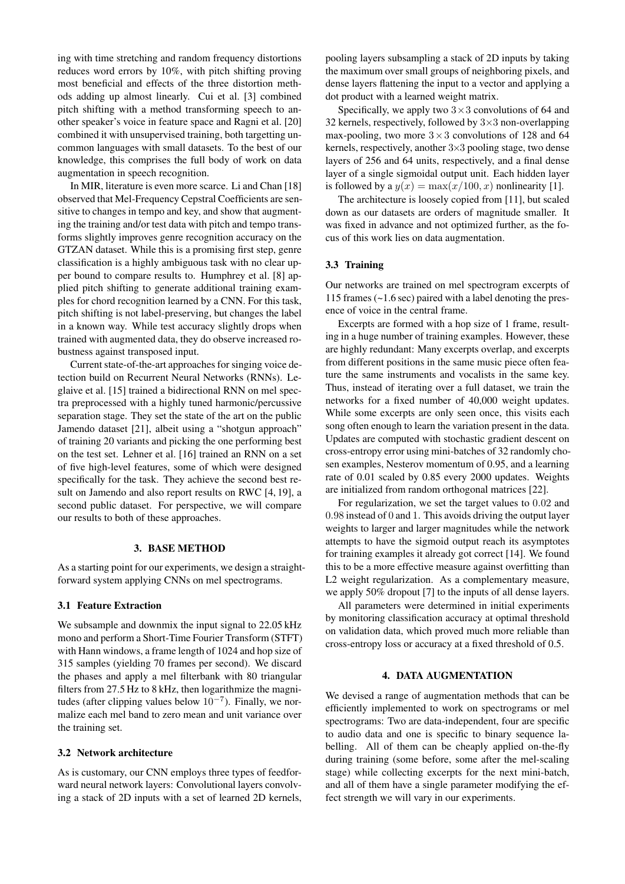ing with time stretching and random frequency distortions reduces word errors by 10%, with pitch shifting proving most beneficial and effects of the three distortion methods adding up almost linearly. Cui et al. [3] combined pitch shifting with a method transforming speech to another speaker's voice in feature space and Ragni et al. [20] combined it with unsupervised training, both targetting uncommon languages with small datasets. To the best of our knowledge, this comprises the full body of work on data augmentation in speech recognition.

In MIR, literature is even more scarce. Li and Chan [18] observed that Mel-Frequency Cepstral Coefficients are sensitive to changes in tempo and key, and show that augmenting the training and/or test data with pitch and tempo transforms slightly improves genre recognition accuracy on the GTZAN dataset. While this is a promising first step, genre classification is a highly ambiguous task with no clear upper bound to compare results to. Humphrey et al. [8] applied pitch shifting to generate additional training examples for chord recognition learned by a CNN. For this task, pitch shifting is not label-preserving, but changes the label in a known way. While test accuracy slightly drops when trained with augmented data, they do observe increased robustness against transposed input.

Current state-of-the-art approaches for singing voice detection build on Recurrent Neural Networks (RNNs). Leglaive et al. [15] trained a bidirectional RNN on mel spectra preprocessed with a highly tuned harmonic/percussive separation stage. They set the state of the art on the public Jamendo dataset [21], albeit using a "shotgun approach" of training 20 variants and picking the one performing best on the test set. Lehner et al. [16] trained an RNN on a set of five high-level features, some of which were designed specifically for the task. They achieve the second best result on Jamendo and also report results on RWC [4, 19], a second public dataset. For perspective, we will compare our results to both of these approaches.

## 3. BASE METHOD

As a starting point for our experiments, we design a straightforward system applying CNNs on mel spectrograms.

### 3.1 Feature Extraction

We subsample and downmix the input signal to 22.05 kHz mono and perform a Short-Time Fourier Transform (STFT) with Hann windows, a frame length of 1024 and hop size of 315 samples (yielding 70 frames per second). We discard the phases and apply a mel filterbank with 80 triangular filters from 27.5 Hz to 8 kHz, then logarithmize the magnitudes (after clipping values below $10^{-7}$). Finally, we normalize each mel band to zero mean and unit variance over the training set.

### 3.2 Network architecture

As is customary, our CNN employs three types of feedforward neural network layers: Convolutional layers convolving a stack of 2D inputs with a set of learned 2D kernels, pooling layers subsampling a stack of 2D inputs by taking the maximum over small groups of neighboring pixels, and dense layers flattening the input to a vector and applying a dot product with a learned weight matrix.

Specifically, we apply two $3\times3$ convolutions of 64 and 32 kernels, respectively, followed by $3\times3$ non-overlapping max-pooling, two more $3\times3$ convolutions of 128 and 64 kernels, respectively, another $3\times3$ pooling stage, two dense layers of 256 and 64 units, respectively, and a final dense layer of a single sigmoidal output unit. Each hidden layer is followed by a $y(x) = \max(x/100, x)$ nonlinearity [1].

The architecture is loosely copied from [11], but scaled down as our datasets are orders of magnitude smaller. It was fixed in advance and not optimized further, as the focus of this work lies on data augmentation.

### 3.3 Training

Our networks are trained on mel spectrogram excerpts of 115 frames (~1.6 sec) paired with a label denoting the presence of voice in the central frame.

Excerpts are formed with a hop size of 1 frame, resulting in a huge number of training examples. However, these are highly redundant: Many excerpts overlap, and excerpts from different positions in the same music piece often feature the same instruments and vocalists in the same key. Thus, instead of iterating over a full dataset, we train the networks for a fixed number of 40,000 weight updates. While some excerpts are only seen once, this visits each song often enough to learn the variation present in the data. Updates are computed with stochastic gradient descent on cross-entropy error using mini-batches of 32 randomly chosen examples, Nesterov momentum of 0.95, and a learning rate of 0.01 scaled by 0.85 every 2000 updates. Weights are initialized from random orthogonal matrices [22].

For regularization, we set the target values to $0.02$ and $0.98$ instead of $0$ and $1$. This avoids driving the output layer weights to larger and larger magnitudes while the network attempts to have the sigmoid output reach its asymptotes for training examples it already got correct [14]. We found this to be a more effective measure against overfitting than L2 weight regularization. As a complementary measure, we apply 50% dropout [7] to the inputs of all dense layers.

All parameters were determined in initial experiments by monitoring classification accuracy at optimal threshold on validation data, which proved much more reliable than cross-entropy loss or accuracy at a fixed threshold of 0.5.

## 4. DATA AUGMENTATION

We devised a range of augmentation methods that can be efficiently implemented to work on spectrograms or mel spectrograms: Two are data-independent, four are specific to audio data and one is specific to binary sequence labelling. All of them can be cheaply applied on-the-fly during training (some before, some after the mel-scaling stage) while collecting excerpts for the next mini-batch, and all of them have a single parameter modifying the effect strength we will vary in our experiments.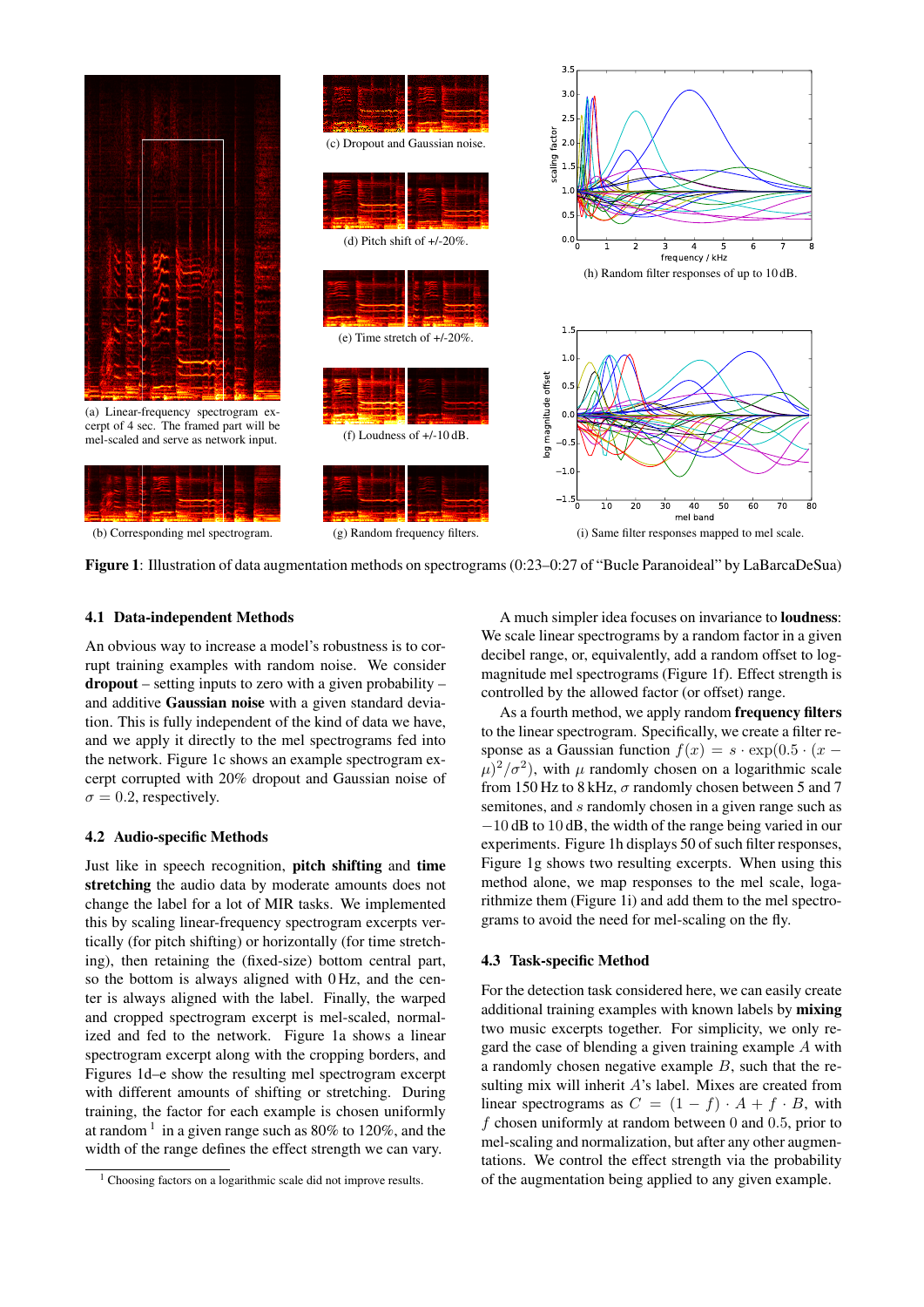(a) Linear-frequency spectrogram excerpt of 4 sec. The framed part will be mel-scaled and serve as network input.

(b) Corresponding mel spectrogram.

(c) Dropout and Gaussian noise.

(d) Pitch shift of +/-20%.

(e) Time stretch of +/-20%.

(f) Loudness of +/-10 dB.

(g) Random frequency filters.

(h) Random filter responses of up to 10 dB.

(i) Same filter responses mapped to mel scale.

**Figure 1**: Illustration of data augmentation methods on spectrograms (0:23–0:27 of "Bucle Paranoideal" by LaBarcaDeSua)

### 4.1 Data-independent Methods

An obvious way to increase a model's robustness is to corrupt training examples with random noise. We consider **dropout** – setting inputs to zero with a given probability – and additive **Gaussian noise** with a given standard deviation. This is fully independent of the kind of data we have, and we apply it directly to the mel spectrograms fed into the network. Figure 1c shows an example spectrogram excerpt corrupted with 20% dropout and Gaussian noise of $\sigma = 0.2$, respectively.

### 4.2 Audio-specific Methods

Just like in speech recognition, **pitch shifting** and **time stretching** the audio data by moderate amounts does not change the label for a lot of MIR tasks. We implemented this by scaling linear-frequency spectrogram excerpts vertically (for pitch shifting) or horizontally (for time stretching), then retaining the (fixed-size) bottom central part, so the bottom is always aligned with 0 Hz, and the center is always aligned with the label. Finally, the warped and cropped spectrogram excerpt is mel-scaled, normalized and fed to the network. Figure 1a shows a linear spectrogram excerpt along with the cropping borders, and Figures 1d–e show the resulting mel spectrogram excerpt with different amounts of shifting or stretching. During training, the factor for each example is chosen uniformly at random [1] in a given range such as 80% to 120%, and the width of the range defines the effect strength we can vary.

A much simpler idea focuses on invariance to **loudness**: We scale linear spectrograms by a random factor in a given decibel range, or, equivalently, add a random offset to log-magnitude mel spectrograms (Figure 1f). Effect strength is controlled by the allowed factor (or offset) range.

As a fourth method, we apply random **frequency filters** to the linear spectrogram. Specifically, we create a filter response as a Gaussian function $f(x) = s \cdot \exp(0.5 \cdot (x - \mu)^2/\sigma^2)$, with $\mu$ randomly chosen on a logarithmic scale from 150 Hz to 8 kHz, $\sigma$ randomly chosen between 5 and 7 semitones, and $s$ randomly chosen in a given range such as $-10$ dB to 10 dB, the width of the range being varied in our experiments. Figure 1h displays 50 of such filter responses, Figure 1g shows two resulting excerpts. When using this method alone, we map responses to the mel scale, logarithmize them (Figure 1i) and add them to the mel spectrograms to avoid the need for mel-scaling on the fly.

### 4.3 Task-specific Method

For the detection task considered here, we can easily create additional training examples with known labels by **mixing** two music excerpts together. For simplicity, we only regard the case of blending a given training example $A$ with a randomly chosen negative example $B$, such that the resulting mix will inherit $A$'s label. Mixes are created from linear spectrograms as $C = (1 - f) \cdot A + f \cdot B$, with $f$ chosen uniformly at random between 0 and 0.5, prior to mel-scaling and normalization, but after any other augmentations. We control the effect strength via the probability of the augmentation being applied to any given example.

[1] Choosing factors on a logarithmic scale did not improve results.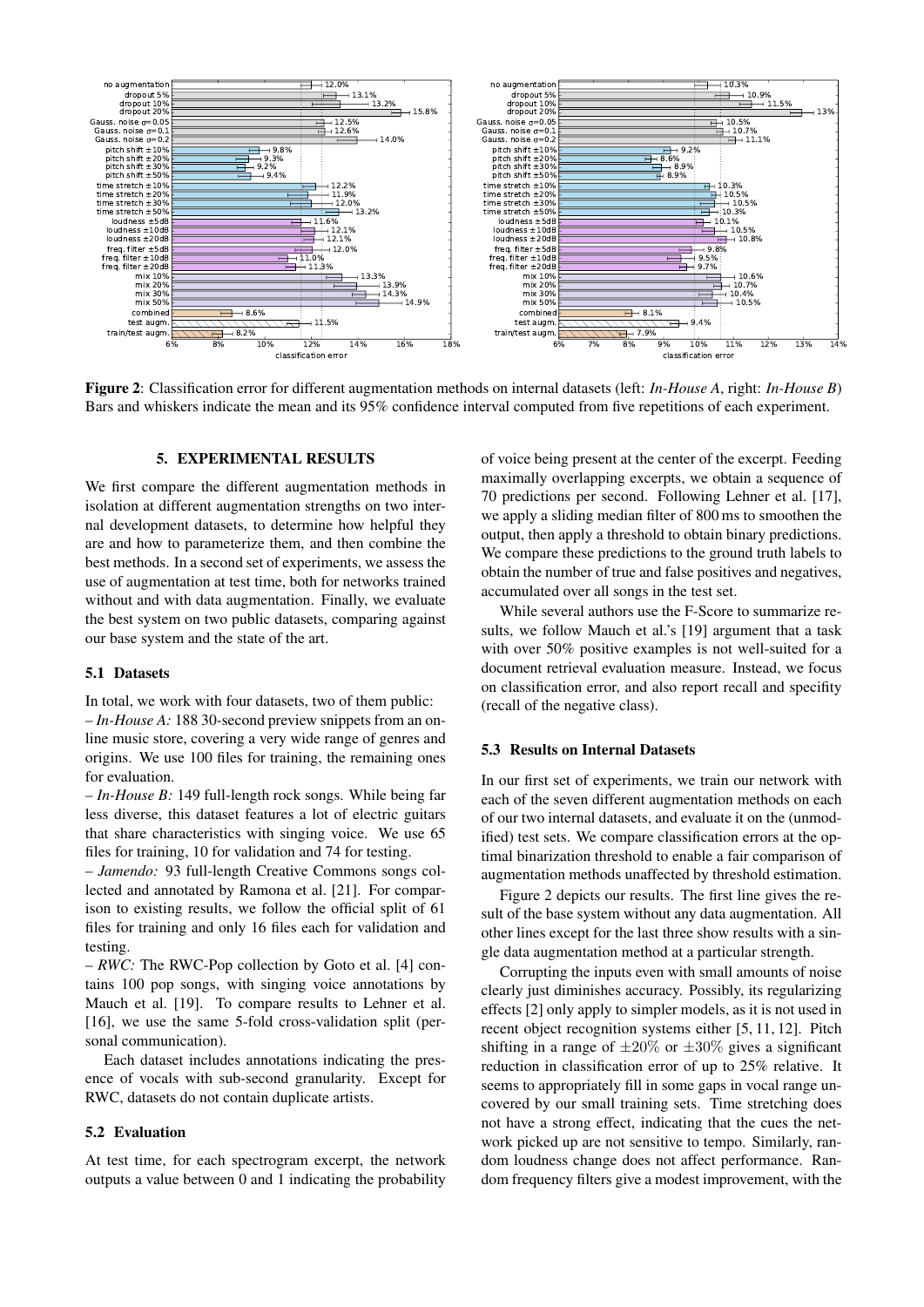**Figure 2**: Classification error for different augmentation methods on internal datasets (left: *In-House A*, right: *In-House B*) Bars and whiskers indicate the mean and its 95% confidence interval computed from five repetitions of each experiment.

## 5. EXPERIMENTAL RESULTS

We first compare the different augmentation methods in isolation at different augmentation strengths on two internal development datasets, to determine how helpful they are and how to parameterize them, and then combine the best methods. In a second set of experiments, we assess the use of augmentation at test time, both for networks trained without and with data augmentation. Finally, we evaluate the best system on two public datasets, comparing against our base system and the state of the art.

### 5.1 Datasets

In total, we work with four datasets, two of them public:

– *In-House A:* 188 30-second preview snippets from an online music store, covering a very wide range of genres and origins. We use 100 files for training, the remaining ones for evaluation.

– *In-House B:* 149 full-length rock songs. While being far less diverse, this dataset features a lot of electric guitars that share characteristics with singing voice. We use 65 files for training, 10 for validation and 74 for testing.

– *Jamendo:* 93 full-length Creative Commons songs collected and annotated by Ramona et al. [21]. For comparison to existing results, we follow the official split of 61 files for training and only 16 files each for validation and testing.

– *RWC:* The RWC-Pop collection by Goto et al. [4] contains 100 pop songs, with singing voice annotations by Mauch et al. [19]. To compare results to Lehner et al. [16], we use the same 5-fold cross-validation split (personal communication).

Each dataset includes annotations indicating the presence of vocals with sub-second granularity. Except for RWC, datasets do not contain duplicate artists.

### 5.2 Evaluation

At test time, for each spectrogram excerpt, the network outputs a value between 0 and 1 indicating the probability of voice being present at the center of the excerpt. Feeding maximally overlapping excerpts, we obtain a sequence of 70 predictions per second. Following Lehner et al. [17], we apply a sliding median filter of 800 ms to smoothen the output, then apply a threshold to obtain binary predictions. We compare these predictions to the ground truth labels to obtain the number of true and false positives and negatives, accumulated over all songs in the test set.

While several authors use the F-Score to summarize results, we follow Mauch et al.'s [19] argument that a task with over 50% positive examples is not well-suited for a document retrieval evaluation measure. Instead, we focus on classification error, and also report recall and specifity (recall of the negative class).

### 5.3 Results on Internal Datasets

In our first set of experiments, we train our network with each of the seven different augmentation methods on each of our two internal datasets, and evaluate it on the (unmodified) test sets. We compare classification errors at the optimal binarization threshold to enable a fair comparison of augmentation methods unaffected by threshold estimation.

Figure 2 depicts our results. The first line gives the result of the base system without any data augmentation. All other lines except for the last three show results with a single data augmentation method at a particular strength.

Corrupting the inputs even with small amounts of noise clearly just diminishes accuracy. Possibly, its regularizing effects [2] only apply to simpler models, as it is not used in recent object recognition systems either [5, 11, 12]. Pitch shifting in a range of $\pm 20\%$ or $\pm 30\%$ gives a significant reduction in classification error of up to 25% relative. It seems to appropriately fill in some gaps in vocal range uncovered by our small training sets. Time stretching does not have a strong effect, indicating that the cues the network picked up are not sensitive to tempo. Similarly, random loudness change does not affect performance. Random frequency filters give a modest improvement, with the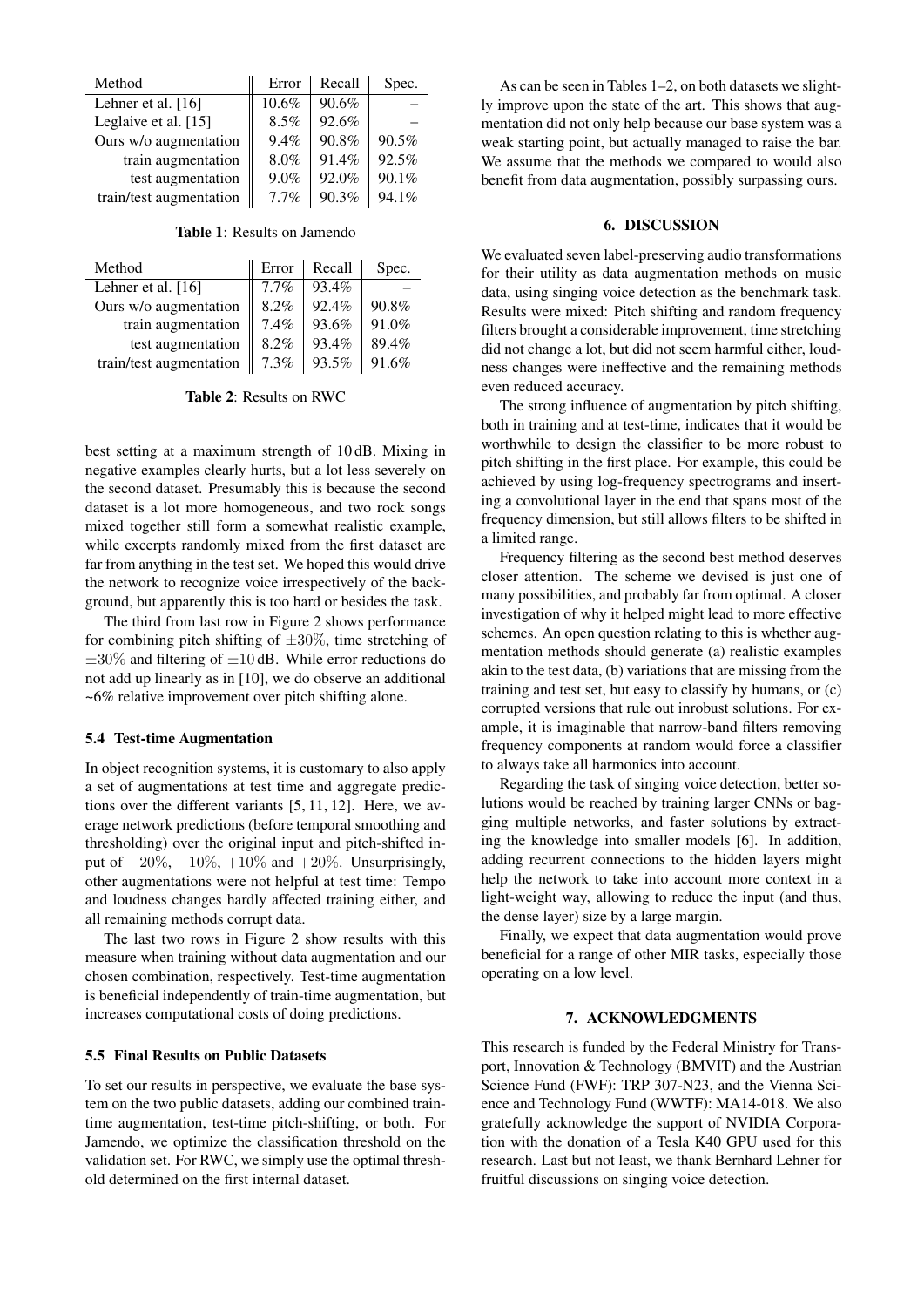| Method | Error | Recall | Spec. |
| --- | --- | --- | --- |
| Lehner et al. [16] | 10.6% | 90.6% | – |
| Leglaive et al. [15] | 8.5% | 92.6% | – |
| Ours w/o augmentation | 9.4% | 90.8% | 90.5% |
| train augmentation | 8.0% | 91.4% | 92.5% |
| test augmentation | 9.0% | 92.0% | 90.1% |
| train/test augmentation | 7.7% | 90.3% | 94.1% |

**Table 1**: Results on Jamendo

| Method | Error | Recall | Spec. |
| --- | --- | --- | --- |
| Lehner et al. [16] | 7.7% | 93.4% | – |
| Ours w/o augmentation | 8.2% | 92.4% | 90.8% |
| train augmentation | 7.4% | 93.6% | 91.0% |
| test augmentation | 8.2% | 93.4% | 89.4% |
| train/test augmentation | 7.3% | 93.5% | 91.6% |

**Table 2**: Results on RWC

best setting at a maximum strength of 10 dB. Mixing in negative examples clearly hurts, but a lot less severely on the second dataset. Presumably this is because the second dataset is a lot more homogeneous, and two rock songs mixed together still form a somewhat realistic example, while excerpts randomly mixed from the first dataset are far from anything in the test set. We hoped this would drive the network to recognize voice irrespectively of the background, but apparently this is too hard or besides the task.

The third from last row in Figure 2 shows performance for combining pitch shifting of $\pm 30\%$, time stretching of $\pm 30\%$ and filtering of $\pm 10$ dB. While error reductions do not add up linearly as in [10], we do observe an additional ~6% relative improvement over pitch shifting alone.

### 5.4 Test-time Augmentation

In object recognition systems, it is customary to also apply a set of augmentations at test time and aggregate predictions over the different variants [5, 11, 12]. Here, we average network predictions (before temporal smoothing and thresholding) over the original input and pitch-shifted input of $-20\%$, $-10\%$, $+10\%$ and $+20\%$. Unsurprisingly, other augmentations were not helpful at test time: Tempo and loudness changes hardly affected training either, and all remaining methods corrupt data.

The last two rows in Figure 2 show results with this measure when training without data augmentation and our chosen combination, respectively. Test-time augmentation is beneficial independently of train-time augmentation, but increases computational costs of doing predictions.

### 5.5 Final Results on Public Datasets

To set our results in perspective, we evaluate the base system on the two public datasets, adding our combined train-time augmentation, test-time pitch-shifting, or both. For Jamendo, we optimize the classification threshold on the validation set. For RWC, we simply use the optimal threshold determined on the first internal dataset.

As can be seen in Tables 1–2, on both datasets we slightly improve upon the state of the art. This shows that augmentation did not only help because our base system was a weak starting point, but actually managed to raise the bar. We assume that the methods we compared to would also benefit from data augmentation, possibly surpassing ours.

## 6. DISCUSSION

We evaluated seven label-preserving audio transformations for their utility as data augmentation methods on music data, using singing voice detection as the benchmark task. Results were mixed: Pitch shifting and random frequency filters brought a considerable improvement, time stretching did not change a lot, but did not seem harmful either, loudness changes were ineffective and the remaining methods even reduced accuracy.

The strong influence of augmentation by pitch shifting, both in training and at test-time, indicates that it would be worthwhile to design the classifier to be more robust to pitch shifting in the first place. For example, this could be achieved by using log-frequency spectrograms and inserting a convolutional layer in the end that spans most of the frequency dimension, but still allows filters to be shifted in a limited range.

Frequency filtering as the second best method deserves closer attention. The scheme we devised is just one of many possibilities, and probably far from optimal. A closer investigation of why it helped might lead to more effective schemes. An open question relating to this is whether augmentation methods should generate (a) realistic examples akin to the test data, (b) variations that are missing from the training and test set, but easy to classify by humans, or (c) corrupted versions that rule out inrobust solutions. For example, it is imaginable that narrow-band filters removing frequency components at random would force a classifier to always take all harmonics into account.

Regarding the task of singing voice detection, better solutions would be reached by training larger CNNs or bagging multiple networks, and faster solutions by extracting the knowledge into smaller models [6]. In addition, adding recurrent connections to the hidden layers might help the network to take into account more context in a light-weight way, allowing to reduce the input (and thus, the dense layer) size by a large margin.

Finally, we expect that data augmentation would prove beneficial for a range of other MIR tasks, especially those operating on a low level.

## 7. ACKNOWLEDGMENTS

This research is funded by the Federal Ministry for Transport, Innovation & Technology (BMVIT) and the Austrian Science Fund (FWF): TRP 307-N23, and the Vienna Science and Technology Fund (WWTF): MA14-018. We also gratefully acknowledge the support of NVIDIA Corporation with the donation of a Tesla K40 GPU used for this research. Last but not least, we thank Bernhard Lehner for fruitful discussions on singing voice detection.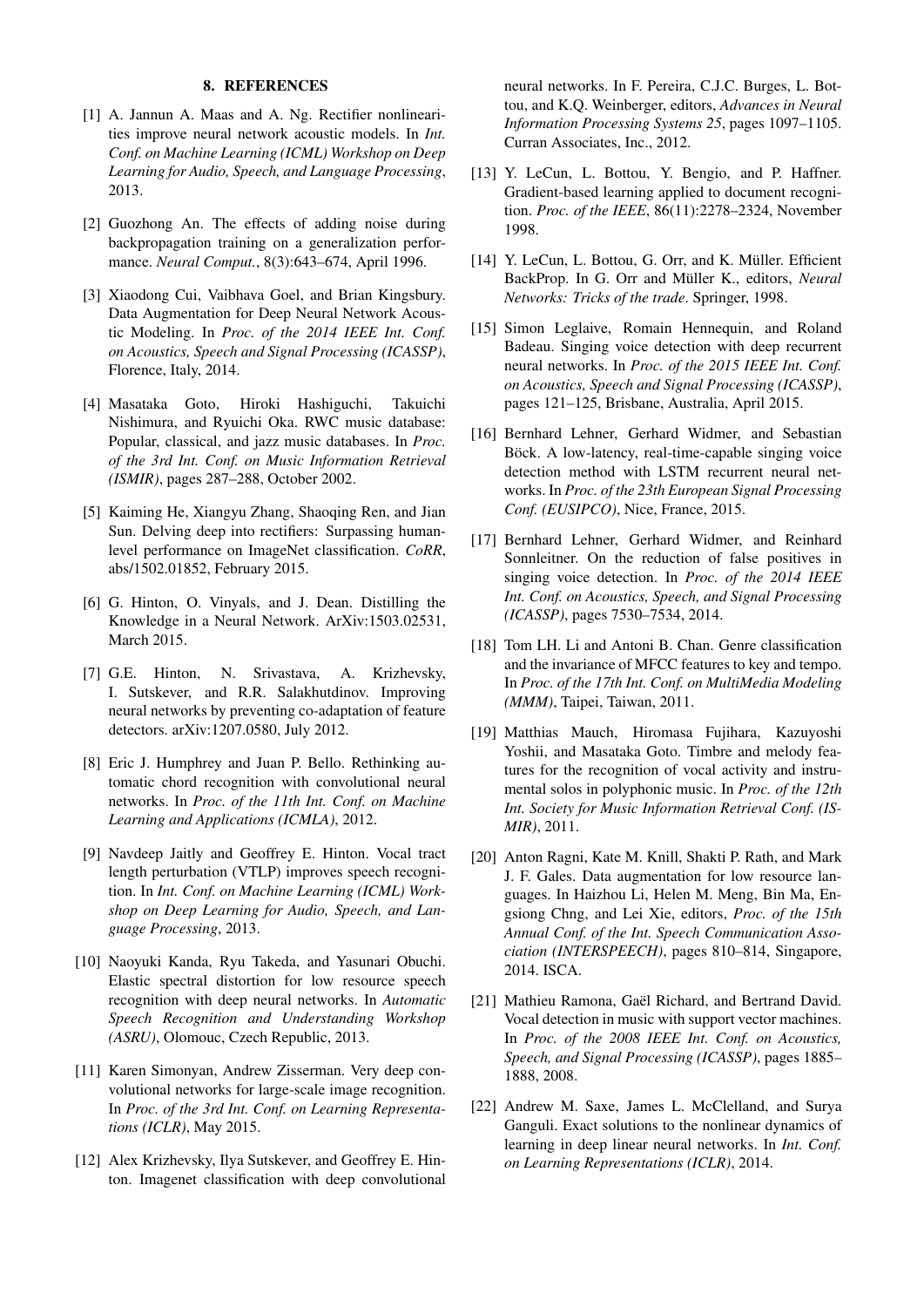## 8. REFERENCES

[1] A. Jannun A. Maas and A. Ng. Rectifier nonlinearities improve neural network acoustic models. In *Int. Conf. on Machine Learning (ICML) Workshop on Deep Learning for Audio, Speech, and Language Processing*, 2013.

[2] Guozhong An. The effects of adding noise during backpropagation training on a generalization performance. *Neural Comput.*, 8(3):643–674, April 1996.

[3] Xiaodong Cui, Vaibhava Goel, and Brian Kingsbury. Data Augmentation for Deep Neural Network Acoustic Modeling. In *Proc. of the 2014 IEEE Int. Conf. on Acoustics, Speech and Signal Processing (ICASSP)*, Florence, Italy, 2014.

[4] Masataka Goto, Hiroki Hashiguchi, Takuichi Nishimura, and Ryuichi Oka. RWC music database: Popular, classical, and jazz music databases. In *Proc. of the 3rd Int. Conf. on Music Information Retrieval (ISMIR)*, pages 287–288, October 2002.

[5] Kaiming He, Xiangyu Zhang, Shaoqing Ren, and Jian Sun. Delving deep into rectifiers: Surpassing human-level performance on ImageNet classification. *CoRR*, abs/1502.01852, February 2015.

[6] G. Hinton, O. Vinyals, and J. Dean. Distilling the Knowledge in a Neural Network. ArXiv:1503.02531, March 2015.

[7] G.E. Hinton, N. Srivastava, A. Krizhevsky, I. Sutskever, and R.R. Salakhutdinov. Improving neural networks by preventing co-adaptation of feature detectors. arXiv:1207.0580, July 2012.

[8] Eric J. Humphrey and Juan P. Bello. Rethinking automatic chord recognition with convolutional neural networks. In *Proc. of the 11th Int. Conf. on Machine Learning and Applications (ICMLA)*, 2012.

[9] Navdeep Jaitly and Geoffrey E. Hinton. Vocal tract length perturbation (VTLP) improves speech recognition. In *Int. Conf. on Machine Learning (ICML) Workshop on Deep Learning for Audio, Speech, and Language Processing*, 2013.

[10] Naoyuki Kanda, Ryu Takeda, and Yasunari Obuchi. Elastic spectral distortion for low resource speech recognition with deep neural networks. In *Automatic Speech Recognition and Understanding Workshop (ASRU)*, Olomouc, Czech Republic, 2013.

[11] Karen Simonyan, Andrew Zisserman. Very deep convolutional networks for large-scale image recognition. In *Proc. of the 3rd Int. Conf. on Learning Representations (ICLR)*, May 2015.

[12] Alex Krizhevsky, Ilya Sutskever, and Geoffrey E. Hinton. Imagenet classification with deep convolutional neural networks. In F. Pereira, C.J.C. Burges, L. Bottou, and K.Q. Weinberger, editors, *Advances in Neural Information Processing Systems 25*, pages 1097–1105. Curran Associates, Inc., 2012.

[13] Y. LeCun, L. Bottou, Y. Bengio, and P. Haffner. Gradient-based learning applied to document recognition. *Proc. of the IEEE*, 86(11):2278–2324, November 1998.

[14] Y. LeCun, L. Bottou, G. Orr, and K. Müller. Efficient BackProp. In G. Orr and Müller K., editors, *Neural Networks: Tricks of the trade*. Springer, 1998.

[15] Simon Leglaive, Romain Hennequin, and Roland Badeau. Singing voice detection with deep recurrent neural networks. In *Proc. of the 2015 IEEE Int. Conf. on Acoustics, Speech and Signal Processing (ICASSP)*, pages 121–125, Brisbane, Australia, April 2015.

[16] Bernhard Lehner, Gerhard Widmer, and Sebastian Böck. A low-latency, real-time-capable singing voice detection method with LSTM recurrent neural networks. In *Proc. of the 23th European Signal Processing Conf. (EUSIPCO)*, Nice, France, 2015.

[17] Bernhard Lehner, Gerhard Widmer, and Reinhard Sonnleitner. On the reduction of false positives in singing voice detection. In *Proc. of the 2014 IEEE Int. Conf. on Acoustics, Speech, and Signal Processing (ICASSP)*, pages 7530–7534, 2014.

[18] Tom LH. Li and Antoni B. Chan. Genre classification and the invariance of MFCC features to key and tempo. In *Proc. of the 17th Int. Conf. on MultiMedia Modeling (MMM)*, Taipei, Taiwan, 2011.

[19] Matthias Mauch, Hiromasa Fujihara, Kazuyoshi Yoshii, and Masataka Goto. Timbre and melody features for the recognition of vocal activity and instrumental solos in polyphonic music. In *Proc. of the 12th Int. Society for Music Information Retrieval Conf. (ISMIR)*, 2011.

[20] Anton Ragni, Kate M. Knill, Shakti P. Rath, and Mark J. F. Gales. Data augmentation for low resource languages. In Haizhou Li, Helen M. Meng, Bin Ma, Engsiong Chng, and Lei Xie, editors, *Proc. of the 15th Annual Conf. of the Int. Speech Communication Association (INTERSPEECH)*, pages 810–814, Singapore, 2014. ISCA.

[21] Mathieu Ramona, Gaël Richard, and Bertrand David. Vocal detection in music with support vector machines. In *Proc. of the 2008 IEEE Int. Conf. on Acoustics, Speech, and Signal Processing (ICASSP)*, pages 1885–1888, 2008.

[22] Andrew M. Saxe, James L. McClelland, and Surya Ganguli. Exact solutions to the nonlinear dynamics of learning in deep linear neural networks. In *Int. Conf. on Learning Representations (ICLR)*, 2014.